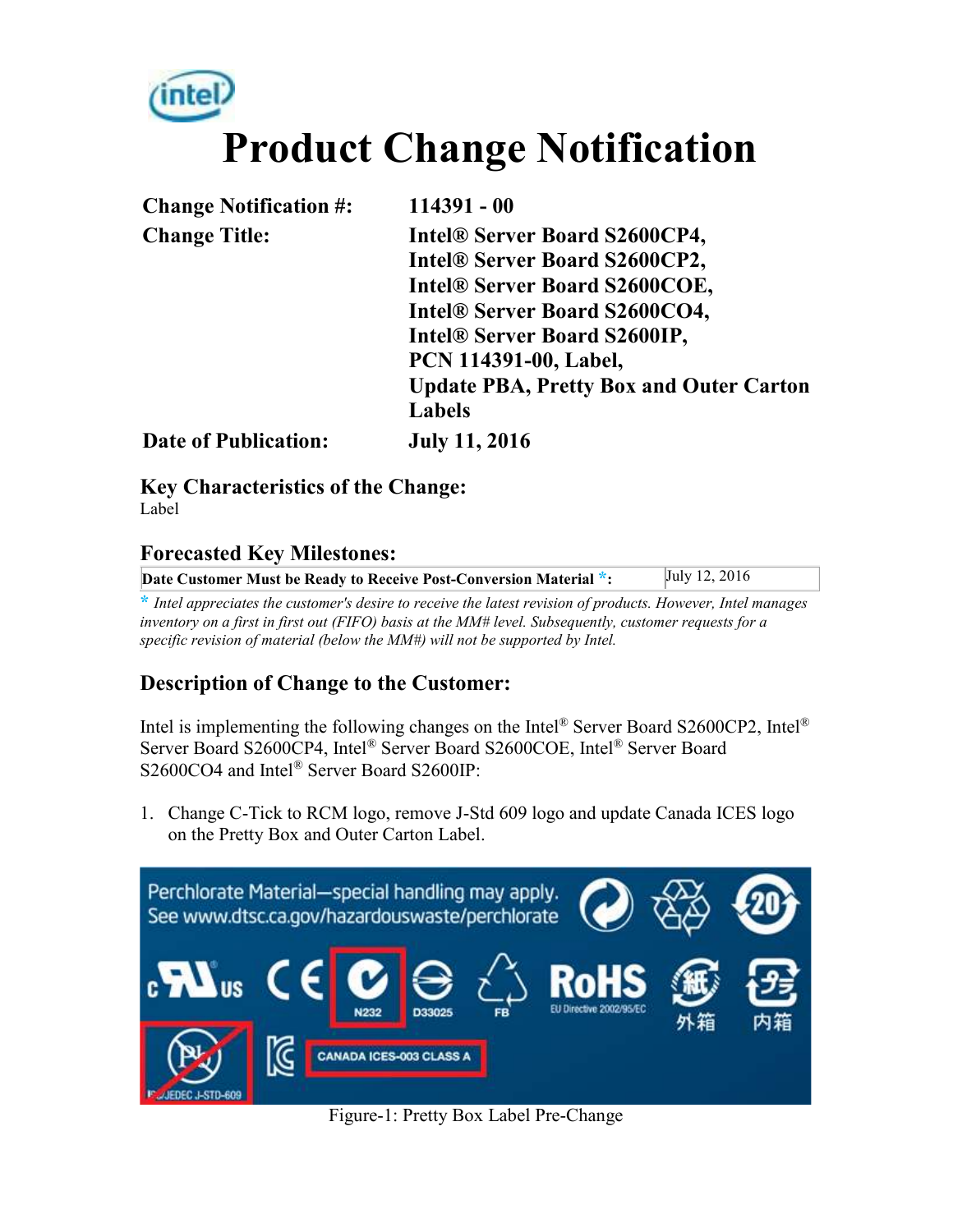# Product Change Notification

| | |
|---|---|
| **Change Notification #:** | **114391 - 00** |
| **Change Title:** | **Intel® Server Board S2600CP4, Intel® Server Board S2600CP2, Intel® Server Board S2600COE, Intel® Server Board S2600CO4, Intel® Server Board S2600IP, PCN 114391-00, Label, Update PBA, Pretty Box and Outer Carton Labels** |
| **Date of Publication:** | **July 11, 2016** |

## Key Characteristics of the Change:

Label

## Forecasted Key Milestones:

| **Date Customer Must be Ready to Receive Post-Conversion Material *:** | July 12, 2016 |
|---|---|

*\* Intel appreciates the customer's desire to receive the latest revision of products. However, Intel manages inventory on a first in first out (FIFO) basis at the MM# level. Subsequently, customer requests for a specific revision of material (below the MM#) will not be supported by Intel.*

## Description of Change to the Customer:

Intel is implementing the following changes on the Intel® Server Board S2600CP2, Intel® Server Board S2600CP4, Intel® Server Board S2600COE, Intel® Server Board S2600CO4 and Intel® Server Board S2600IP:

1. Change C-Tick to RCM logo, remove J-Std 609 logo and update Canada ICES logo on the Pretty Box and Outer Carton Label.

Figure-1: Pretty Box Label Pre-Change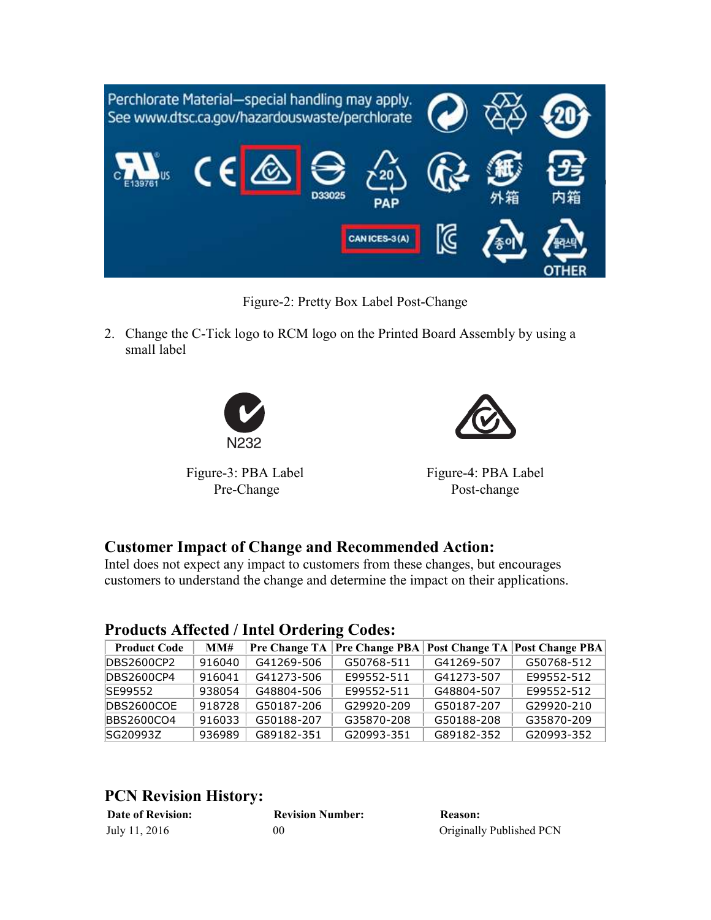Figure-2: Pretty Box Label Post-Change

2. Change the C-Tick logo to RCM logo on the Printed Board Assembly by using a small label

Figure-3: PBA Label Pre-Change

Figure-4: PBA Label Post-change

## Customer Impact of Change and Recommended Action:

Intel does not expect any impact to customers from these changes, but encourages customers to understand the change and determine the impact on their applications.

## Products Affected / Intel Ordering Codes:

| Product Code | MM# | Pre Change TA | Pre Change PBA | Post Change TA | Post Change PBA |
|---|---|---|---|---|---|
| DBS2600CP2 | 916040 | G41269-506 | G50768-511 | G41269-507 | G50768-512 |
| DBS2600CP4 | 916041 | G41273-506 | E99552-511 | G41273-507 | E99552-512 |
| SE99552 | 938054 | G48804-506 | E99552-511 | G48804-507 | E99552-512 |
| DBS2600COE | 918728 | G50187-206 | G29920-209 | G50187-207 | G29920-210 |
| BBS2600CO4 | 916033 | G50188-207 | G35870-208 | G50188-208 | G35870-209 |
| SG20993Z | 936989 | G89182-351 | G20993-351 | G89182-352 | G20993-352 |

## PCN Revision History:

| Date of Revision: | Revision Number: | Reason: |
|---|---|---|
| July 11, 2016 | 00 | Originally Published PCN |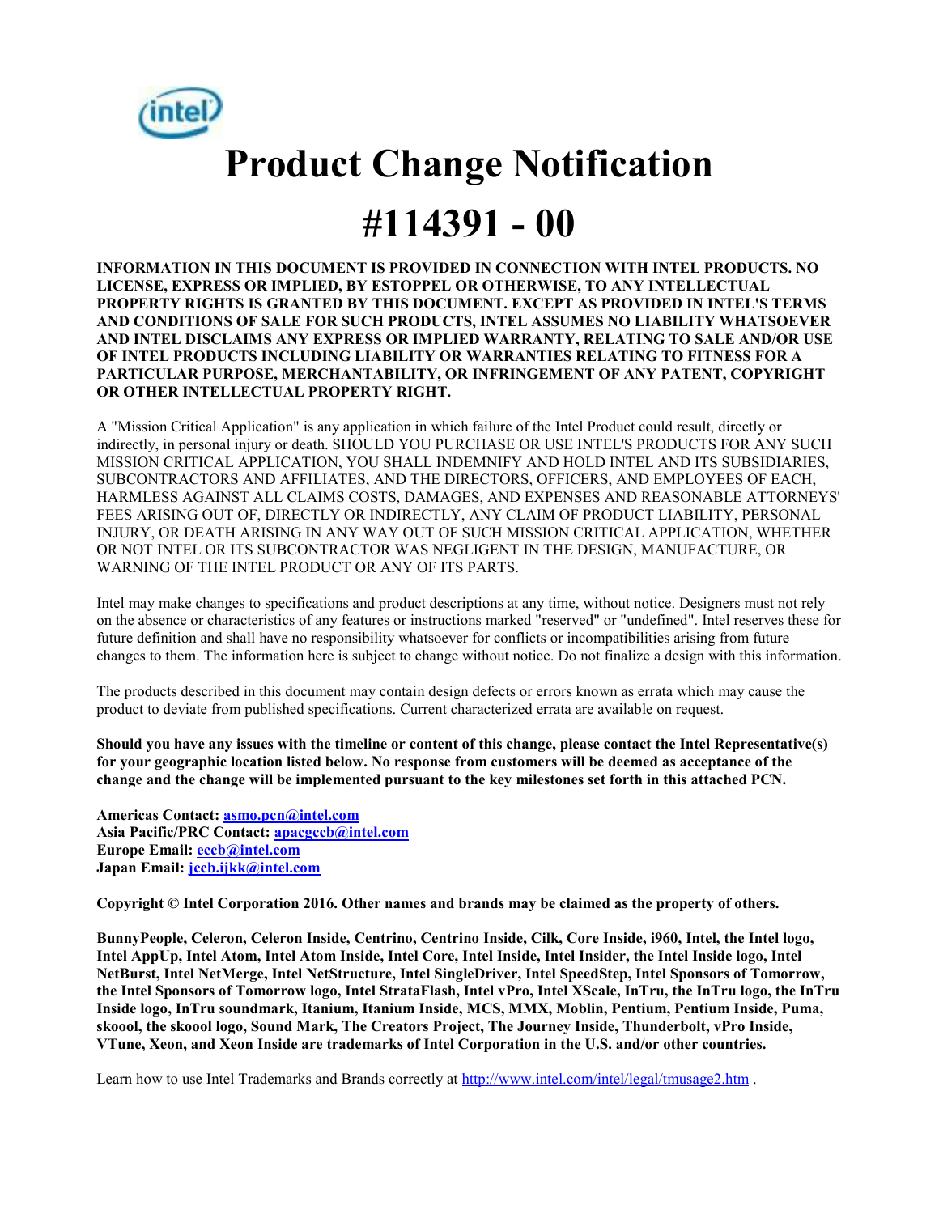# Product Change Notification

# #114391 - 00

**INFORMATION IN THIS DOCUMENT IS PROVIDED IN CONNECTION WITH INTEL PRODUCTS. NO LICENSE, EXPRESS OR IMPLIED, BY ESTOPPEL OR OTHERWISE, TO ANY INTELLECTUAL PROPERTY RIGHTS IS GRANTED BY THIS DOCUMENT. EXCEPT AS PROVIDED IN INTEL'S TERMS AND CONDITIONS OF SALE FOR SUCH PRODUCTS, INTEL ASSUMES NO LIABILITY WHATSOEVER AND INTEL DISCLAIMS ANY EXPRESS OR IMPLIED WARRANTY, RELATING TO SALE AND/OR USE OF INTEL PRODUCTS INCLUDING LIABILITY OR WARRANTIES RELATING TO FITNESS FOR A PARTICULAR PURPOSE, MERCHANTABILITY, OR INFRINGEMENT OF ANY PATENT, COPYRIGHT OR OTHER INTELLECTUAL PROPERTY RIGHT.**

A "Mission Critical Application" is any application in which failure of the Intel Product could result, directly or indirectly, in personal injury or death. SHOULD YOU PURCHASE OR USE INTEL'S PRODUCTS FOR ANY SUCH MISSION CRITICAL APPLICATION, YOU SHALL INDEMNIFY AND HOLD INTEL AND ITS SUBSIDIARIES, SUBCONTRACTORS AND AFFILIATES, AND THE DIRECTORS, OFFICERS, AND EMPLOYEES OF EACH, HARMLESS AGAINST ALL CLAIMS COSTS, DAMAGES, AND EXPENSES AND REASONABLE ATTORNEYS' FEES ARISING OUT OF, DIRECTLY OR INDIRECTLY, ANY CLAIM OF PRODUCT LIABILITY, PERSONAL INJURY, OR DEATH ARISING IN ANY WAY OUT OF SUCH MISSION CRITICAL APPLICATION, WHETHER OR NOT INTEL OR ITS SUBCONTRACTOR WAS NEGLIGENT IN THE DESIGN, MANUFACTURE, OR WARNING OF THE INTEL PRODUCT OR ANY OF ITS PARTS.

Intel may make changes to specifications and product descriptions at any time, without notice. Designers must not rely on the absence or characteristics of any features or instructions marked "reserved" or "undefined". Intel reserves these for future definition and shall have no responsibility whatsoever for conflicts or incompatibilities arising from future changes to them. The information here is subject to change without notice. Do not finalize a design with this information.

The products described in this document may contain design defects or errors known as errata which may cause the product to deviate from published specifications. Current characterized errata are available on request.

**Should you have any issues with the timeline or content of this change, please contact the Intel Representative(s) for your geographic location listed below. No response from customers will be deemed as acceptance of the change and the change will be implemented pursuant to the key milestones set forth in this attached PCN.**

**Americas Contact: asmo.pcn@intel.com**
**Asia Pacific/PRC Contact: apacgccb@intel.com**
**Europe Email: eccb@intel.com**
**Japan Email: jccb.ijkk@intel.com**

**Copyright © Intel Corporation 2016. Other names and brands may be claimed as the property of others.**

**BunnyPeople, Celeron, Celeron Inside, Centrino, Centrino Inside, Cilk, Core Inside, i960, Intel, the Intel logo, Intel AppUp, Intel Atom, Intel Atom Inside, Intel Core, Intel Inside, Intel Insider, the Intel Inside logo, Intel NetBurst, Intel NetMerge, Intel NetStructure, Intel SingleDriver, Intel SpeedStep, Intel Sponsors of Tomorrow, the Intel Sponsors of Tomorrow logo, Intel StrataFlash, Intel vPro, Intel XScale, InTru, the InTru logo, the InTru Inside logo, InTru soundmark, Itanium, Itanium Inside, MCS, MMX, Moblin, Pentium, Pentium Inside, Puma, skoool, the skoool logo, Sound Mark, The Creators Project, The Journey Inside, Thunderbolt, vPro Inside, VTune, Xeon, and Xeon Inside are trademarks of Intel Corporation in the U.S. and/or other countries.**

Learn how to use Intel Trademarks and Brands correctly at http://www.intel.com/intel/legal/tmusage2.htm .